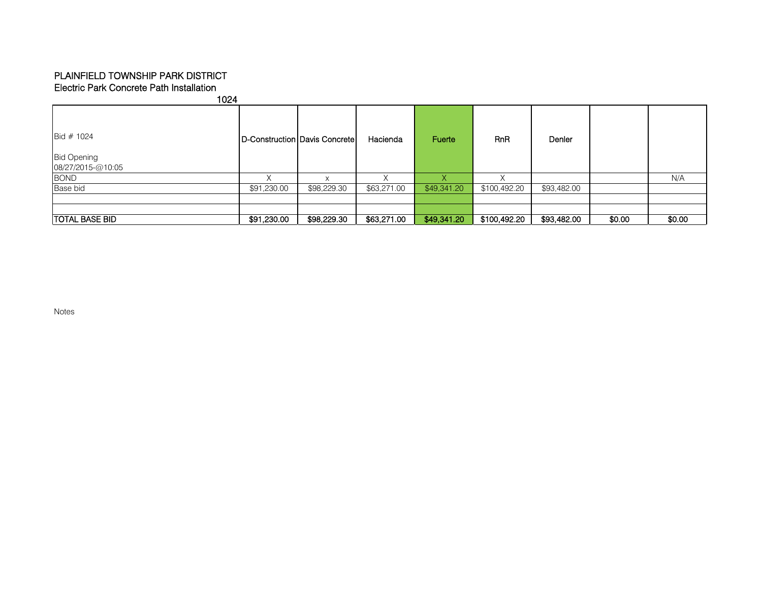PLAINFIELD TOWNSHIP PARK DISTRICT
Electric Park Concrete Path Installation
1024

| Bid # 1024<br><br>Bid Opening<br>08/27/2015-@10:05 | D-Construction | Davis Concrete | Hacienda | Fuerte | RnR | Denler | | |
|---|---|---|---|---|---|---|---|---|
| BOND | X | x | X | X | X | | | N/A |
| Base bid | $91,230.00 | $98,229.30 | $63,271.00 | $49,341.20 | $100,492.20 | $93,482.00 | | |
| | | | | | | | | |
| | | | | | | | | |
| **TOTAL BASE BID** | **$91,230.00** | **$98,229.30** | **$63,271.00** | **$49,341.20** | **$100,492.20** | **$93,482.00** | **$0.00** | **$0.00** |

Notes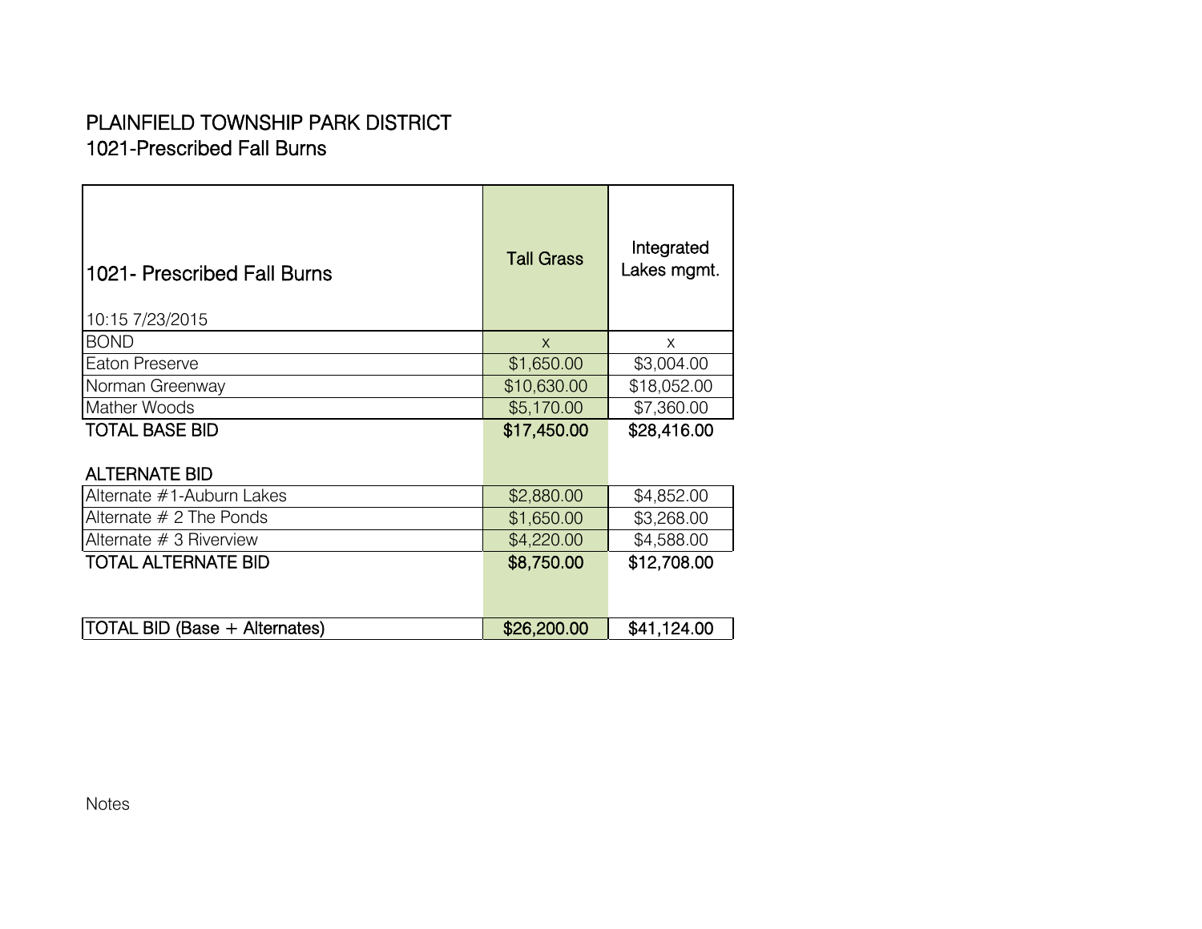# PLAINFIELD TOWNSHIP PARK DISTRICT
## 1021-Prescribed Fall Burns

| 1021- Prescribed Fall Burns<br>10:15 7/23/2015 | Tall Grass | Integrated Lakes mgmt. |
|---|---|---|
| BOND | x | x |
| Eaton Preserve | $1,650.00 | $3,004.00 |
| Norman Greenway | $10,630.00 | $18,052.00 |
| Mather Woods | $5,170.00 | $7,360.00 |
| **TOTAL BASE BID** | **$17,450.00** | **$28,416.00** |
| **ALTERNATE BID** | | |
| Alternate #1-Auburn Lakes | $2,880.00 | $4,852.00 |
| Alternate # 2 The Ponds | $1,650.00 | $3,268.00 |
| Alternate # 3 Riverview | $4,220.00 | $4,588.00 |
| **TOTAL ALTERNATE BID** | **$8,750.00** | **$12,708.00** |
| TOTAL BID (Base + Alternates) | **$26,200.00** | **$41,124.00** |

Notes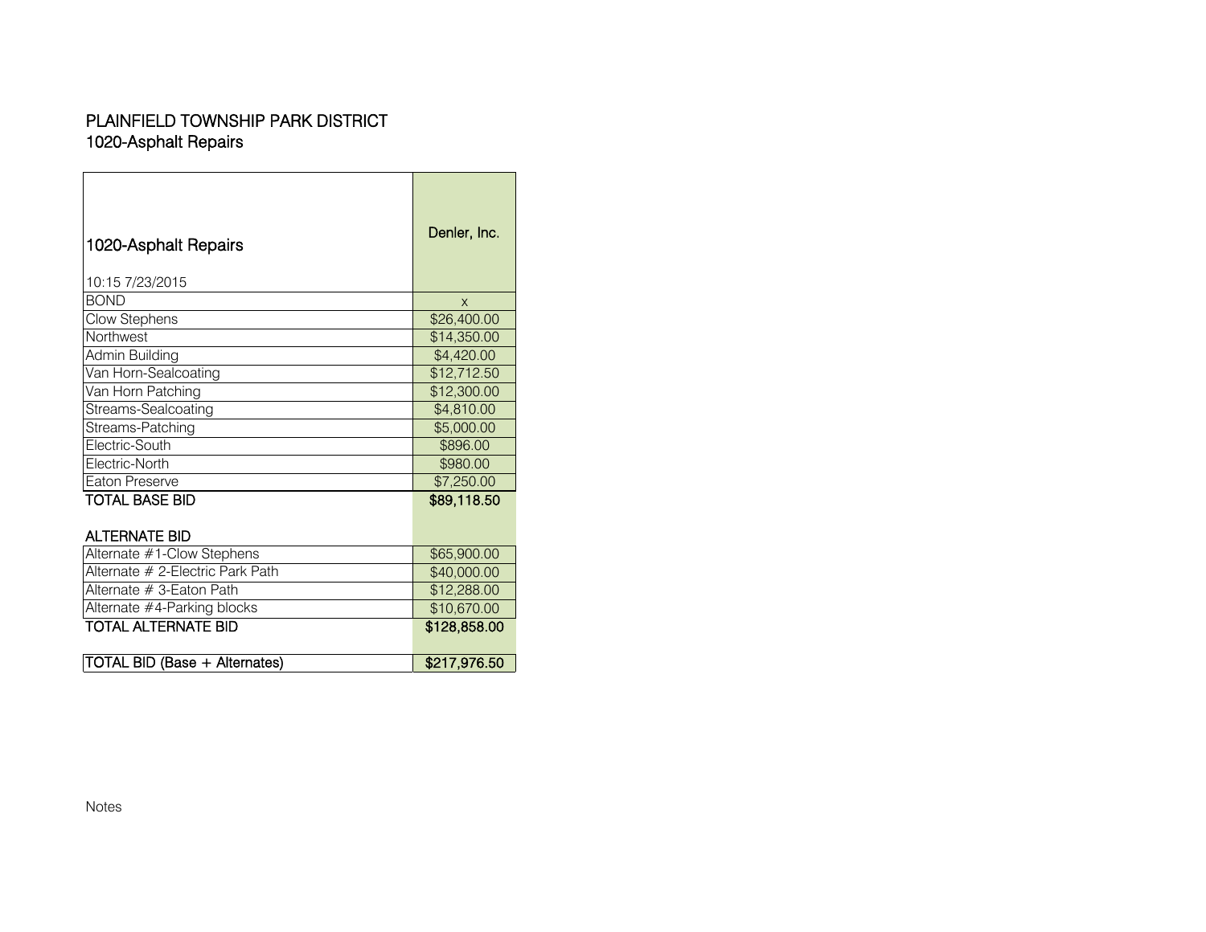# PLAINFIELD TOWNSHIP PARK DISTRICT
## 1020-Asphalt Repairs

| 1020-Asphalt Repairs<br><br>10:15 7/23/2015 | Denler, Inc. |
|---|---|
| BOND | x |
| Clow Stephens | $26,400.00 |
| Northwest | $14,350.00 |
| Admin Building | $4,420.00 |
| Van Horn-Sealcoating | $12,712.50 |
| Van Horn Patching | $12,300.00 |
| Streams-Sealcoating | $4,810.00 |
| Streams-Patching | $5,000.00 |
| Electric-South | $896.00 |
| Electric-North | $980.00 |
| Eaton Preserve | $7,250.00 |
| **TOTAL BASE BID** | **$89,118.50** |
| **ALTERNATE BID** | |
| Alternate #1-Clow Stephens | $65,900.00 |
| Alternate # 2-Electric Park Path | $40,000.00 |
| Alternate # 3-Eaton Path | $12,288.00 |
| Alternate #4-Parking blocks | $10,670.00 |
| **TOTAL ALTERNATE BID** | **$128,858.00** |
| **TOTAL BID (Base + Alternates)** | **$217,976.50** |

Notes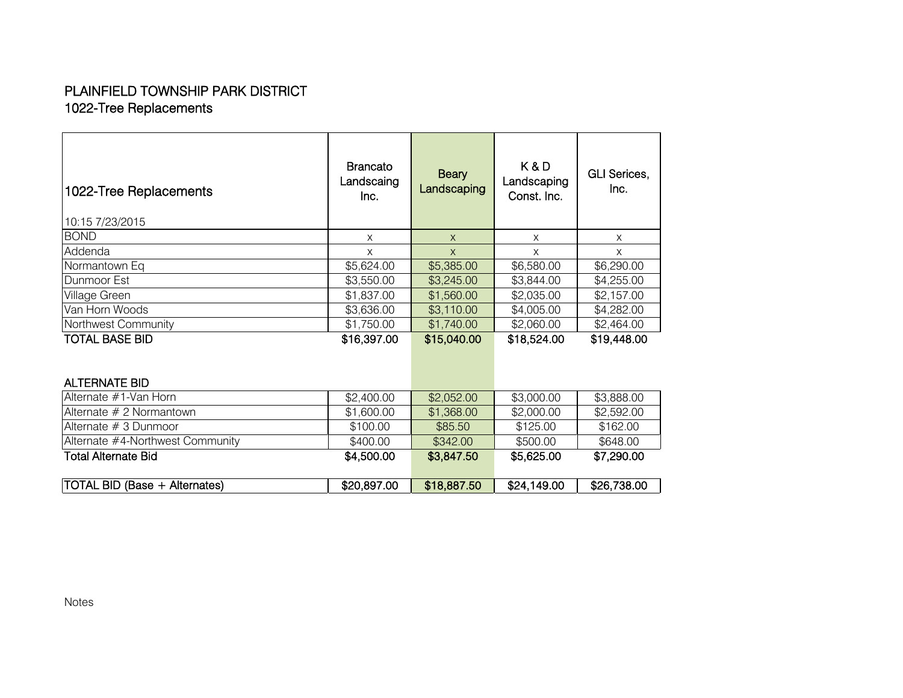# PLAINFIELD TOWNSHIP PARK DISTRICT
## 1022-Tree Replacements

| 1022-Tree Replacements<br>10:15 7/23/2015 | Brancato Landscaing Inc. | Beary Landscaping | K & D Landscaping Const. Inc. | GLI Serices, Inc. |
|---|---|---|---|---|
| BOND | x | x | x | x |
| Addenda | x | x | x | x |
| Normantown Eq | $5,624.00 | $5,385.00 | $6,580.00 | $6,290.00 |
| Dunmoor Est | $3,550.00 | $3,245.00 | $3,844.00 | $4,255.00 |
| Village Green | $1,837.00 | $1,560.00 | $2,035.00 | $2,157.00 |
| Van Horn Woods | $3,636.00 | $3,110.00 | $4,005.00 | $4,282.00 |
| Northwest Community | $1,750.00 | $1,740.00 | $2,060.00 | $2,464.00 |
| **TOTAL BASE BID** | **$16,397.00** | **$15,040.00** | **$18,524.00** | **$19,448.00** |
| | | | | |
| **ALTERNATE BID** | | | | |
| Alternate #1-Van Horn | $2,400.00 | $2,052.00 | $3,000.00 | $3,888.00 |
| Alternate # 2 Normantown | $1,600.00 | $1,368.00 | $2,000.00 | $2,592.00 |
| Alternate # 3 Dunmoor | $100.00 | $85.50 | $125.00 | $162.00 |
| Alternate #4-Northwest Community | $400.00 | $342.00 | $500.00 | $648.00 |
| **Total Alternate Bid** | **$4,500.00** | **$3,847.50** | **$5,625.00** | **$7,290.00** |
| | | | | |
| **TOTAL BID (Base + Alternates)** | **$20,897.00** | **$18,887.50** | **$24,149.00** | **$26,738.00** |

Notes